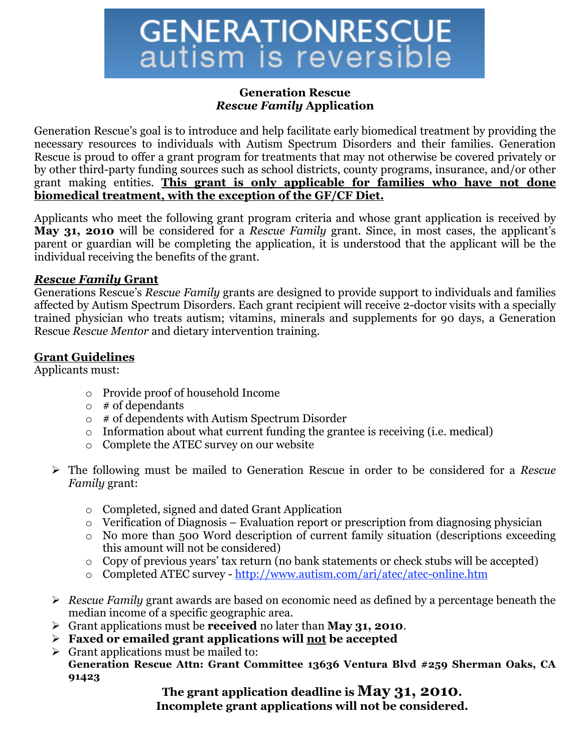# GENERATIONRESCUE
autism is reversible

## Generation Rescue
## *Rescue Family* Application

Generation Rescue's goal is to introduce and help facilitate early biomedical treatment by providing the necessary resources to individuals with Autism Spectrum Disorders and their families. Generation Rescue is proud to offer a grant program for treatments that may not otherwise be covered privately or by other third-party funding sources such as school districts, county programs, insurance, and/or other grant making entities. **This grant is only applicable for families who have not done biomedical treatment, with the exception of the GF/CF Diet.**

Applicants who meet the following grant program criteria and whose grant application is received by **May 31, 2010** will be considered for a *Rescue Family* grant. Since, in most cases, the applicant's parent or guardian will be completing the application, it is understood that the applicant will be the individual receiving the benefits of the grant.

### *Rescue Family* Grant

Generations Rescue's *Rescue Family* grants are designed to provide support to individuals and families affected by Autism Spectrum Disorders. Each grant recipient will receive 2-doctor visits with a specially trained physician who treats autism; vitamins, minerals and supplements for 90 days, a Generation Rescue *Rescue Mentor* and dietary intervention training.

### Grant Guidelines

Applicants must:

- Provide proof of household Income
- # of dependants
- # of dependents with Autism Spectrum Disorder
- Information about what current funding the grantee is receiving (i.e. medical)
- Complete the ATEC survey on our website

- The following must be mailed to Generation Rescue in order to be considered for a *Rescue Family* grant:
  - Completed, signed and dated Grant Application
  - Verification of Diagnosis – Evaluation report or prescription from diagnosing physician
  - No more than 500 Word description of current family situation (descriptions exceeding this amount will not be considered)
  - Copy of previous years' tax return (no bank statements or check stubs will be accepted)
  - Completed ATEC survey - http://www.autism.com/ari/atec/atec-online.htm

- *Rescue Family* grant awards are based on economic need as defined by a percentage beneath the median income of a specific geographic area.
- Grant applications must be **received** no later than **May 31, 2010**.
- **Faxed or emailed grant applications will not be accepted**
- Grant applications must be mailed to:
  **Generation Rescue Attn: Grant Committee 13636 Ventura Blvd #259 Sherman Oaks, CA 91423**

**The grant application deadline is May 31, 2010.**
**Incomplete grant applications will not be considered.**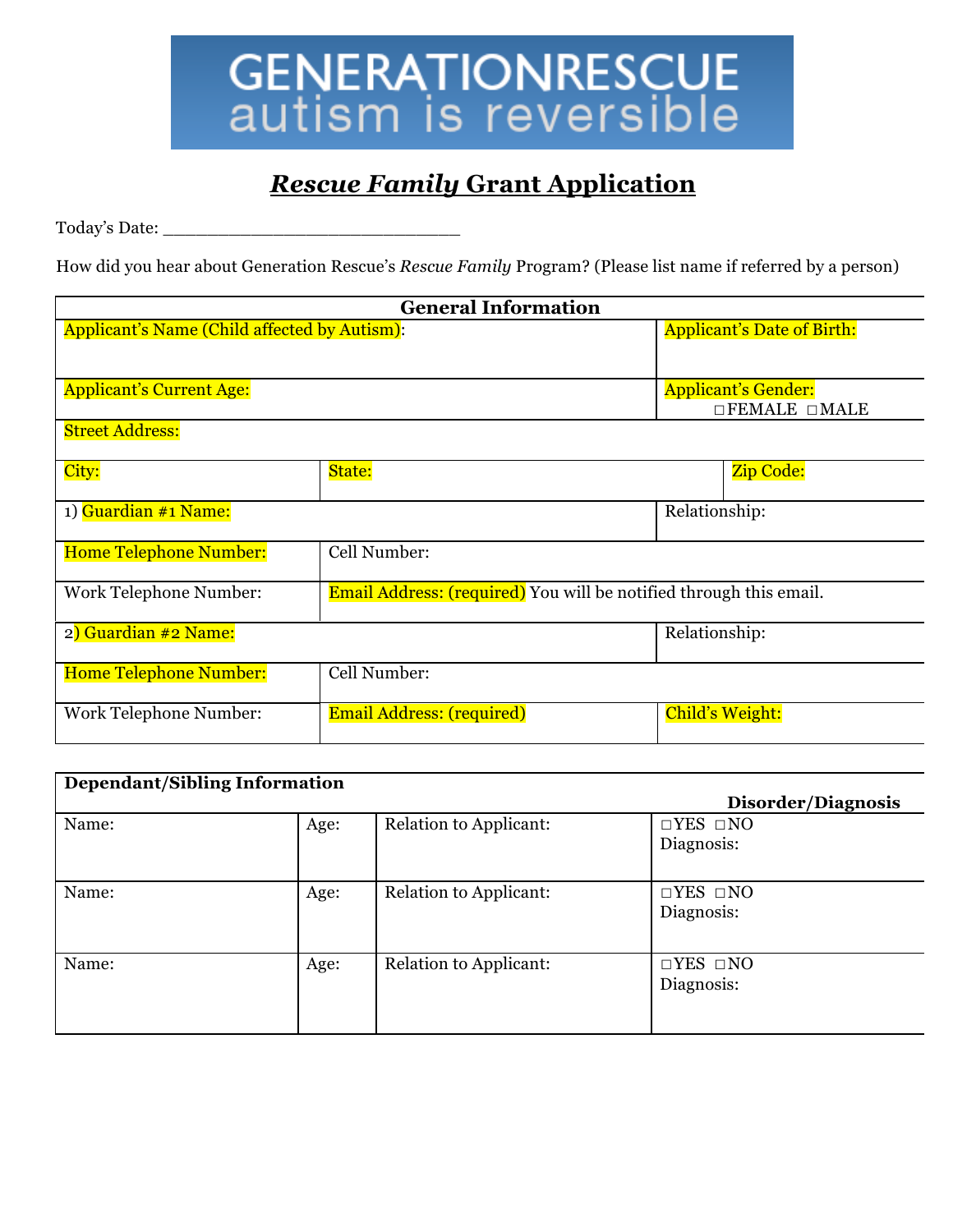GENERATIONRESCUE
autism is reversible

# *Rescue Family* Grant Application

Today's Date: ______________________________

How did you hear about Generation Rescue's *Rescue Family* Program? (Please list name if referred by a person)

| **General Information** | | | |
|---|---|---|---|
| Applicant's Name (Child affected by Autism): | | Applicant's Date of Birth: | |
| Applicant's Current Age: | | Applicant's Gender: ☐FEMALE ☐MALE | |
| Street Address: | | | |
| City: | State: | | Zip Code: |
| 1) Guardian #1 Name: | | Relationship: | |
| Home Telephone Number: | Cell Number: | | |
| Work Telephone Number: | Email Address: (required) You will be notified through this email. | | |
| 2) Guardian #2 Name: | | Relationship: | |
| Home Telephone Number: | Cell Number: | | |
| Work Telephone Number: | Email Address: (required) | Child's Weight: | |

| **Dependant/Sibling Information** | | | **Disorder/Diagnosis** |
|---|---|---|---|
| Name: | Age: | Relation to Applicant: | ☐YES ☐NO Diagnosis: |
| Name: | Age: | Relation to Applicant: | ☐YES ☐NO Diagnosis: |
| Name: | Age: | Relation to Applicant: | ☐YES ☐NO Diagnosis: |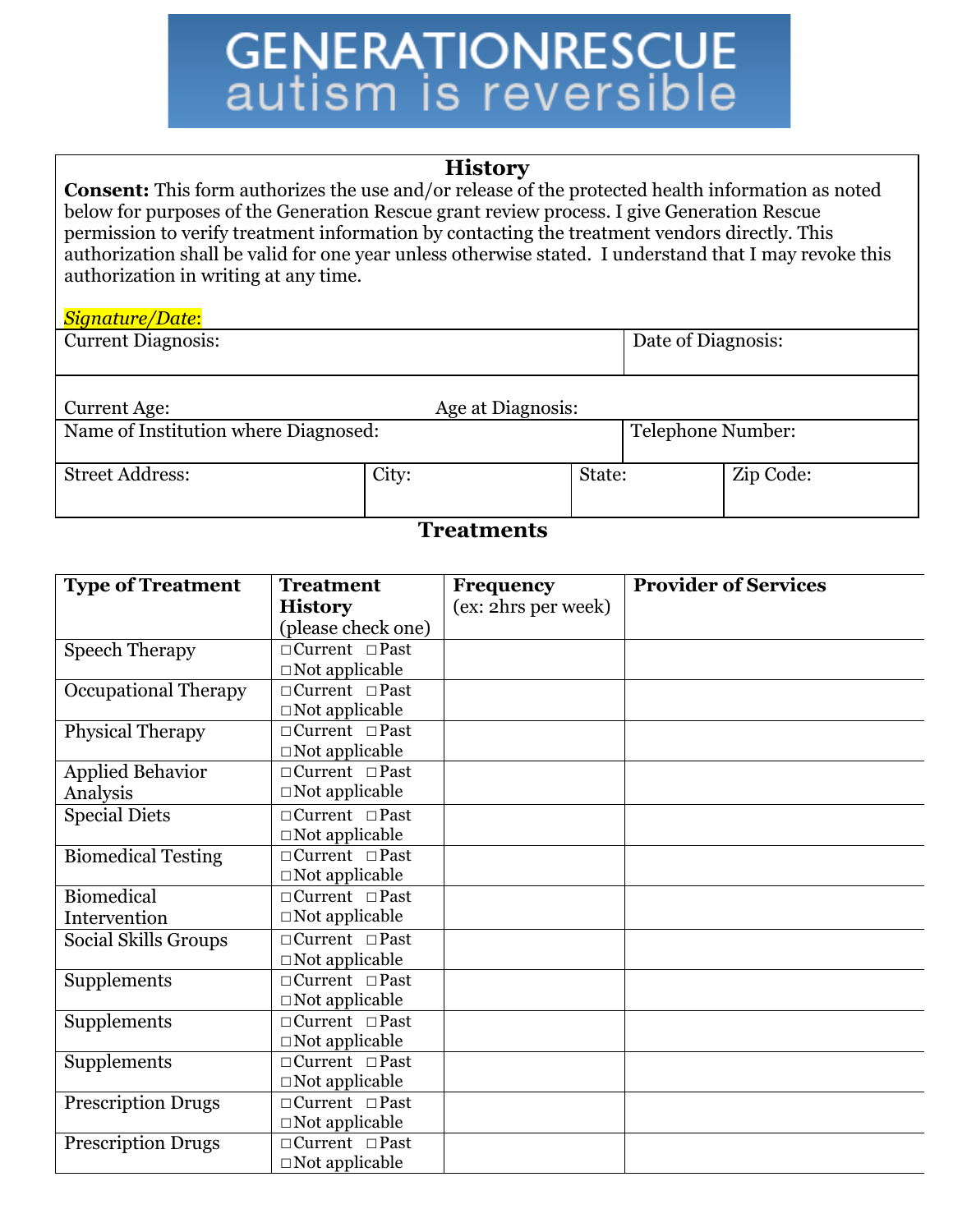GENERATIONRESCUE
autism is reversible

## History

**Consent:** This form authorizes the use and/or release of the protected health information as noted below for purposes of the Generation Rescue grant review process. I give Generation Rescue permission to verify treatment information by contacting the treatment vendors directly. This authorization shall be valid for one year unless otherwise stated. I understand that I may revoke this authorization in writing at any time.

*Signature/Date*:

| Current Diagnosis: | Date of Diagnosis: |
|---|---|
| Current Age: Age at Diagnosis: | |
| Name of Institution where Diagnosed: | Telephone Number: |

| Street Address: | City: | State: | Zip Code: |
|---|---|---|---|

## Treatments

| **Type of Treatment** | **Treatment History** (please check one) | **Frequency** (ex: 2hrs per week) | **Provider of Services** |
|---|---|---|---|
| Speech Therapy | □Current □Past □Not applicable | | |
| Occupational Therapy | □Current □Past □Not applicable | | |
| Physical Therapy | □Current □Past □Not applicable | | |
| Applied Behavior Analysis | □Current □Past □Not applicable | | |
| Special Diets | □Current □Past □Not applicable | | |
| Biomedical Testing | □Current □Past □Not applicable | | |
| Biomedical Intervention | □Current □Past □Not applicable | | |
| Social Skills Groups | □Current □Past □Not applicable | | |
| Supplements | □Current □Past □Not applicable | | |
| Supplements | □Current □Past □Not applicable | | |
| Supplements | □Current □Past □Not applicable | | |
| Prescription Drugs | □Current □Past □Not applicable | | |
| Prescription Drugs | □Current □Past □Not applicable | | |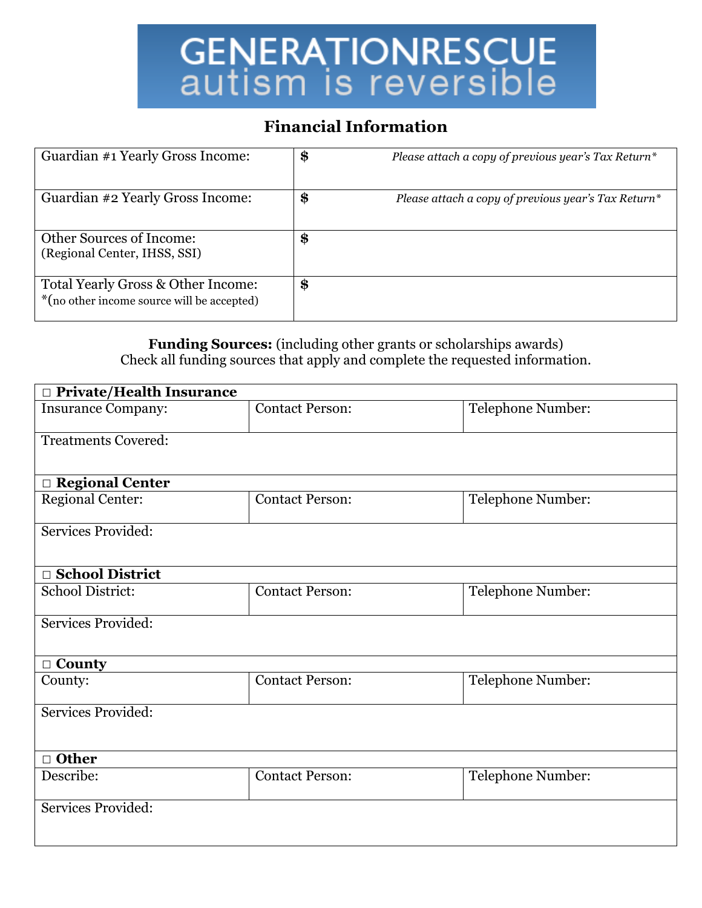GENERATIONRESCUE
autism is reversible

## Financial Information

| | |
|---|---|
| Guardian #1 Yearly Gross Income: | **$** *Please attach a copy of previous year's Tax Return** |
| Guardian #2 Yearly Gross Income: | **$** *Please attach a copy of previous year's Tax Return** |
| Other Sources of Income: (Regional Center, IHSS, SSI) | **$** |
| Total Yearly Gross & Other Income: *(no other income source will be accepted) | **$** |

**Funding Sources:** (including other grants or scholarships awards)
Check all funding sources that apply and complete the requested information.

| □ **Private/Health Insurance** | | |
|---|---|---|
| Insurance Company: | Contact Person: | Telephone Number: |
| Treatments Covered: | | |
| □ **Regional Center** | | |
| Regional Center: | Contact Person: | Telephone Number: |
| Services Provided: | | |
| □ **School District** | | |
| School District: | Contact Person: | Telephone Number: |
| Services Provided: | | |
| □ **County** | | |
| County: | Contact Person: | Telephone Number: |
| Services Provided: | | |
| □ **Other** | | |
| Describe: | Contact Person: | Telephone Number: |
| Services Provided: | | |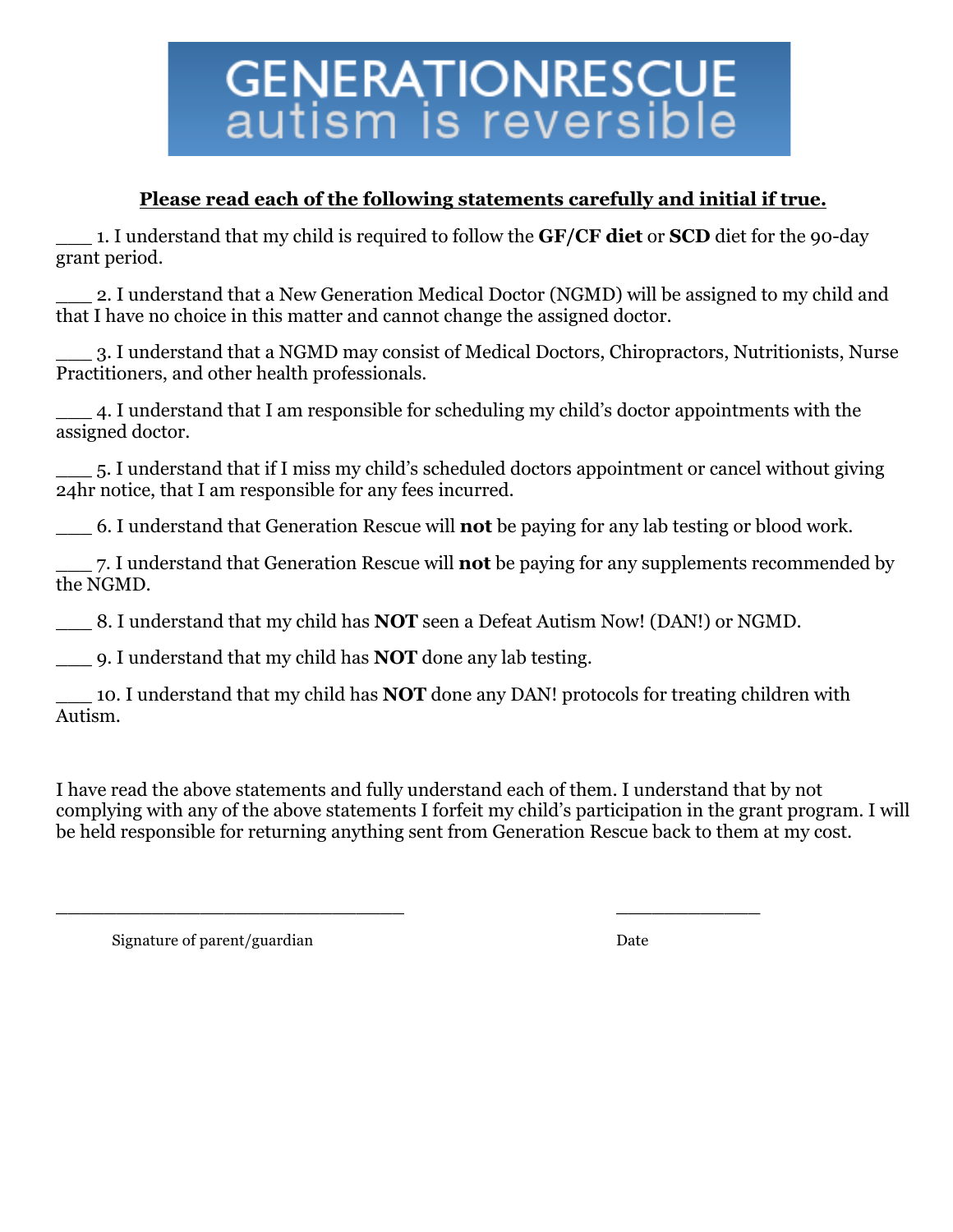GENERATIONRESCUE
autism is reversible

**Please read each of the following statements carefully and initial if true.**

___ 1. I understand that my child is required to follow the **GF/CF diet** or **SCD** diet for the 90-day grant period.

___ 2. I understand that a New Generation Medical Doctor (NGMD) will be assigned to my child and that I have no choice in this matter and cannot change the assigned doctor.

___ 3. I understand that a NGMD may consist of Medical Doctors, Chiropractors, Nutritionists, Nurse Practitioners, and other health professionals.

___ 4. I understand that I am responsible for scheduling my child's doctor appointments with the assigned doctor.

___ 5. I understand that if I miss my child's scheduled doctors appointment or cancel without giving 24hr notice, that I am responsible for any fees incurred.

___ 6. I understand that Generation Rescue will **not** be paying for any lab testing or blood work.

___ 7. I understand that Generation Rescue will **not** be paying for any supplements recommended by the NGMD.

___ 8. I understand that my child has **NOT** seen a Defeat Autism Now! (DAN!) or NGMD.

___ 9. I understand that my child has **NOT** done any lab testing.

___ 10. I understand that my child has **NOT** done any DAN! protocols for treating children with Autism.

I have read the above statements and fully understand each of them. I understand that by not complying with any of the above statements I forfeit my child's participation in the grant program. I will be held responsible for returning anything sent from Generation Rescue back to them at my cost.

_________________________________ 　　　　　 ______________

Signature of parent/guardian 　　　　　　　　　　　　 Date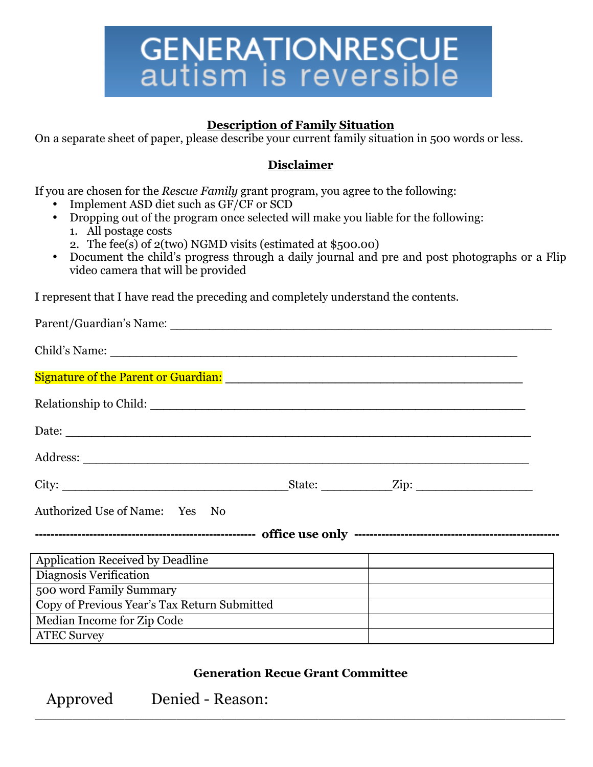GENERATIONRESCUE
autism is reversible

**Description of Family Situation**

On a separate sheet of paper, please describe your current family situation in 500 words or less.

**Disclaimer**

If you are chosen for the *Rescue Family* grant program, you agree to the following:

- Implement ASD diet such as GF/CF or SCD
- Dropping out of the program once selected will make you liable for the following:
  1. All postage costs
  2. The fee(s) of 2(two) NGMD visits (estimated at $500.00)
- Document the child's progress through a daily journal and pre and post photographs or a Flip video camera that will be provided

I represent that I have read the preceding and completely understand the contents.

Parent/Guardian's Name: ___________________________________________________

Child's Name: ___________________________________________________

Signature of the Parent or Guardian: ___________________________________________

Relationship to Child: ___________________________________________________

Date: ___________________________________________________

Address: ___________________________________________________

City: ______________________________State: __________Zip: _________________

Authorized Use of Name: Yes No

------------------------------------------------------- **office use only** -------------------------------------------------------

| | |
|---|---|
| Application Received by Deadline | |
| Diagnosis Verification | |
| 500 word Family Summary | |
| Copy of Previous Year's Tax Return Submitted | |
| Median Income for Zip Code | |
| ATEC Survey | |

**Generation Recue Grant Committee**

Approved Denied - Reason:

_____________________________________________________________________________